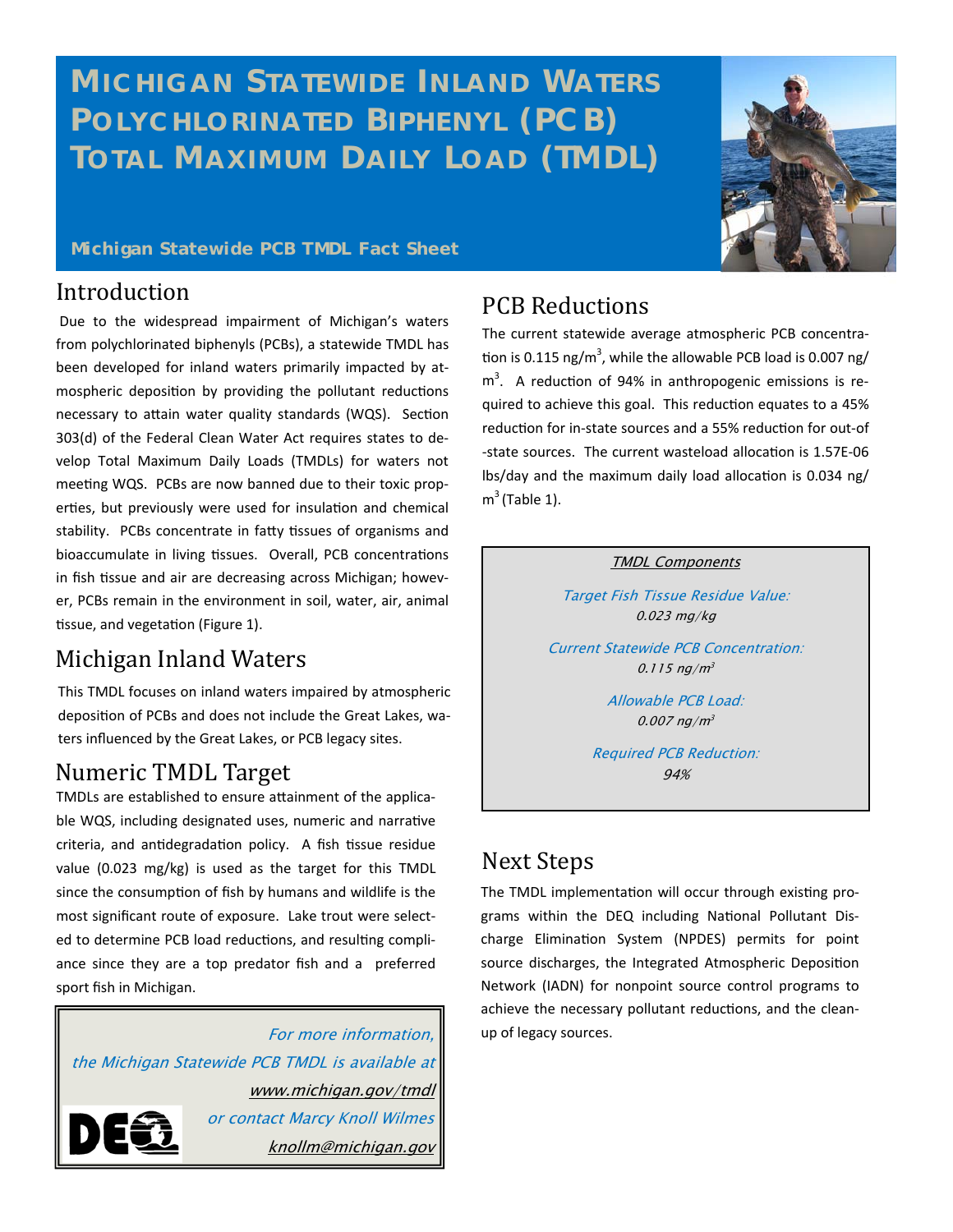# Michigan Statewide Inland Waters Polychlorinated Biphenyl (PCB) Total Maximum Daily Load (TMDL)

**Michigan Statewide PCB TMDL Fact Sheet**

## Introduction

Due to the widespread impairment of Michigan's waters from polychlorinated biphenyls (PCBs), a statewide TMDL has been developed for inland waters primarily impacted by atmospheric deposition by providing the pollutant reductions necessary to attain water quality standards (WQS). Section 303(d) of the Federal Clean Water Act requires states to develop Total Maximum Daily Loads (TMDLs) for waters not meeting WQS. PCBs are now banned due to their toxic properties, but previously were used for insulation and chemical stability. PCBs concentrate in fatty tissues of organisms and bioaccumulate in living tissues. Overall, PCB concentrations in fish tissue and air are decreasing across Michigan; however, PCBs remain in the environment in soil, water, air, animal tissue, and vegetation (Figure 1).

## Michigan Inland Waters

This TMDL focuses on inland waters impaired by atmospheric deposition of PCBs and does not include the Great Lakes, waters influenced by the Great Lakes, or PCB legacy sites.

## Numeric TMDL Target

TMDLs are established to ensure attainment of the applicable WQS, including designated uses, numeric and narrative criteria, and antidegradation policy. A fish tissue residue value (0.023 mg/kg) is used as the target for this TMDL since the consumption of fish by humans and wildlife is the most significant route of exposure. Lake trout were selected to determine PCB load reductions, and resulting compliance since they are a top predator fish and a preferred sport fish in Michigan.

*For more information,*
*the Michigan Statewide PCB TMDL is available at*
*www.michigan.gov/tmdl*
*or contact Marcy Knoll Wilmes*
*knollm@michigan.gov*

## PCB Reductions

The current statewide average atmospheric PCB concentration is 0.115 ng/m$^3$, while the allowable PCB load is 0.007 ng/m$^3$. A reduction of 94% in anthropogenic emissions is required to achieve this goal. This reduction equates to a 45% reduction for in-state sources and a 55% reduction for out-of-state sources. The current wasteload allocation is 1.57E-06 lbs/day and the maximum daily load allocation is 0.034 ng/m$^3$ (Table 1).

*TMDL Components*

*Target Fish Tissue Residue Value:*
*0.023 mg/kg*

*Current Statewide PCB Concentration:*
*0.115 ng/m$^3$*

*Allowable PCB Load:*
*0.007 ng/m$^3$*

*Required PCB Reduction:*
*94%*

## Next Steps

The TMDL implementation will occur through existing programs within the DEQ including National Pollutant Discharge Elimination System (NPDES) permits for point source discharges, the Integrated Atmospheric Deposition Network (IADN) for nonpoint source control programs to achieve the necessary pollutant reductions, and the clean-up of legacy sources.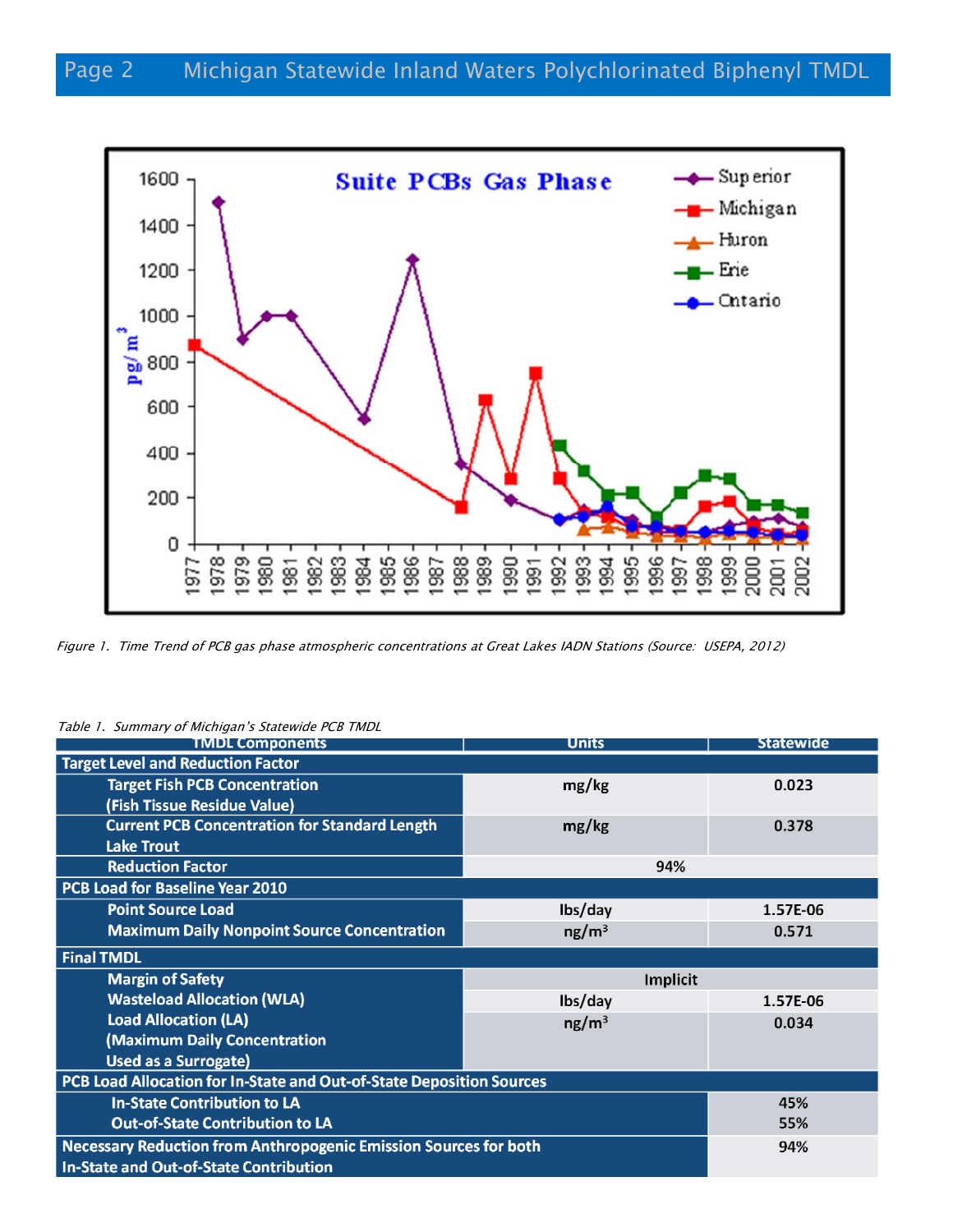Suite PCBs Gas Phase

pg/m³

1600
1400
1200
1000
800
600
400
200
0

1977 1978 1979 1980 1981 1982 1983 1984 1985 1986 1987 1988 1989 1990 1991 1992 1993 1994 1995 1996 1997 1998 1999 2000 2001 2002

Superior
Michigan
Huron
Erie
Ontario

*Figure 1. Time Trend of PCB gas phase atmospheric concentrations at Great Lakes IADN Stations (Source: USEPA, 2012)*

*Table 1. Summary of Michigan's Statewide PCB TMDL*

| TMDL Components | Units | Statewide |
|---|---|---|
| **Target Level and Reduction Factor** | | |
| Target Fish PCB Concentration (Fish Tissue Residue Value) | mg/kg | 0.023 |
| Current PCB Concentration for Standard Length Lake Trout | mg/kg | 0.378 |
| Reduction Factor | 94% | |
| **PCB Load for Baseline Year 2010** | | |
| Point Source Load | lbs/day | 1.57E-06 |
| Maximum Daily Nonpoint Source Concentration | ng/m³ | 0.571 |
| **Final TMDL** | | |
| Margin of Safety | Implicit | |
| Wasteload Allocation (WLA) | lbs/day | 1.57E-06 |
| Load Allocation (LA) (Maximum Daily Concentration Used as a Surrogate) | ng/m³ | 0.034 |
| **PCB Load Allocation for In-State and Out-of-State Deposition Sources** | | |
| In-State Contribution to LA | | 45% |
| Out-of-State Contribution to LA | | 55% |
| Necessary Reduction from Anthropogenic Emission Sources for both In-State and Out-of-State Contribution | | 94% |